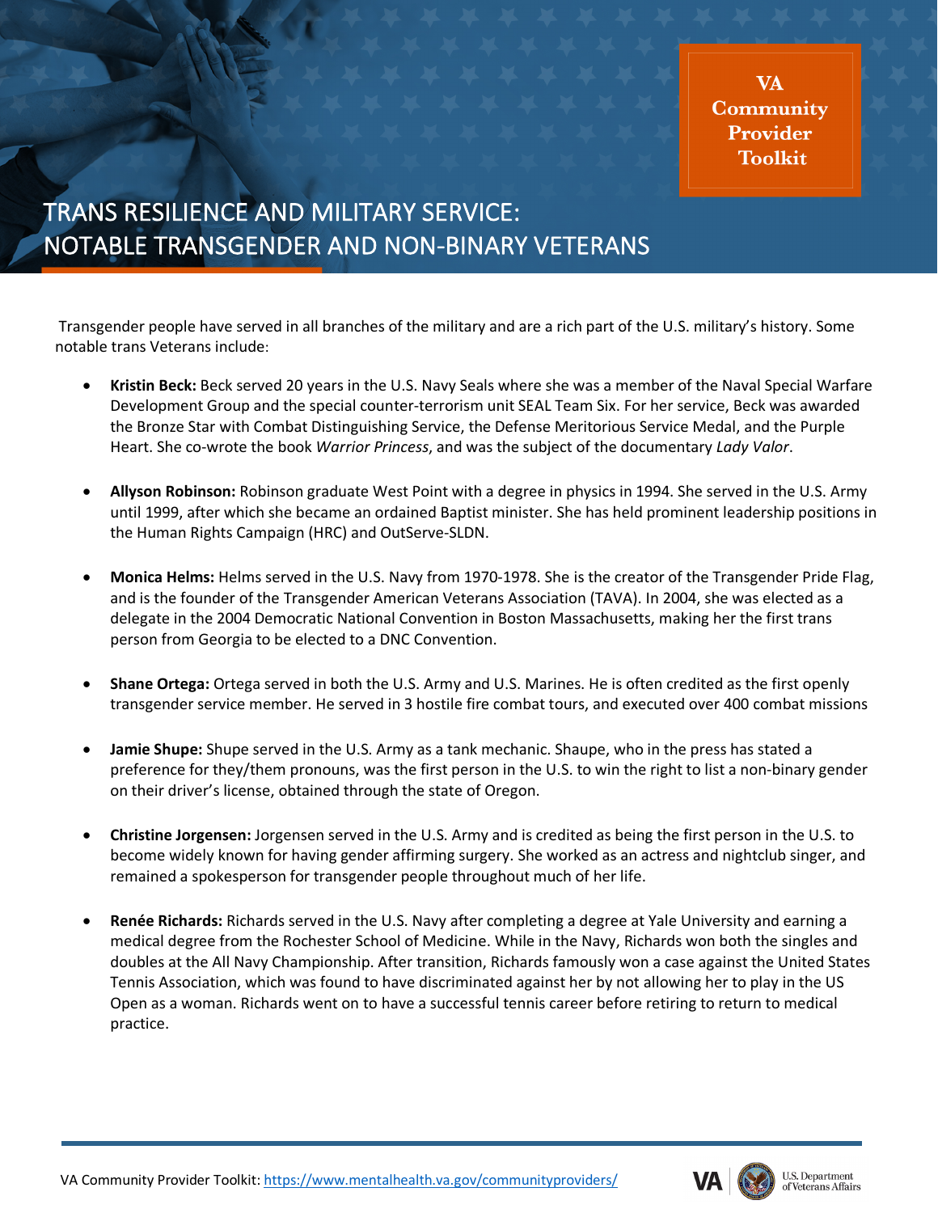VA Community Provider Toolkit

# TRANS RESILIENCE AND MILITARY SERVICE: NOTABLE TRANSGENDER AND NON-BINARY VETERANS

Transgender people have served in all branches of the military and are a rich part of the U.S. military's history. Some notable trans Veterans include:

- **Kristin Beck:** Beck served 20 years in the U.S. Navy Seals where she was a member of the Naval Special Warfare Development Group and the special counter-terrorism unit SEAL Team Six. For her service, Beck was awarded the Bronze Star with Combat Distinguishing Service, the Defense Meritorious Service Medal, and the Purple Heart. She co-wrote the book *Warrior Princess*, and was the subject of the documentary *Lady Valor*.

- **Allyson Robinson:** Robinson graduate West Point with a degree in physics in 1994. She served in the U.S. Army until 1999, after which she became an ordained Baptist minister. She has held prominent leadership positions in the Human Rights Campaign (HRC) and OutServe-SLDN.

- **Monica Helms:** Helms served in the U.S. Navy from 1970-1978. She is the creator of the Transgender Pride Flag, and is the founder of the Transgender American Veterans Association (TAVA). In 2004, she was elected as a delegate in the 2004 Democratic National Convention in Boston Massachusetts, making her the first trans person from Georgia to be elected to a DNC Convention.

- **Shane Ortega:** Ortega served in both the U.S. Army and U.S. Marines. He is often credited as the first openly transgender service member. He served in 3 hostile fire combat tours, and executed over 400 combat missions

- **Jamie Shupe:** Shupe served in the U.S. Army as a tank mechanic. Shaupe, who in the press has stated a preference for they/them pronouns, was the first person in the U.S. to win the right to list a non-binary gender on their driver's license, obtained through the state of Oregon.

- **Christine Jorgensen:** Jorgensen served in the U.S. Army and is credited as being the first person in the U.S. to become widely known for having gender affirming surgery. She worked as an actress and nightclub singer, and remained a spokesperson for transgender people throughout much of her life.

- **Renée Richards:** Richards served in the U.S. Navy after completing a degree at Yale University and earning a medical degree from the Rochester School of Medicine. While in the Navy, Richards won both the singles and doubles at the All Navy Championship. After transition, Richards famously won a case against the United States Tennis Association, which was found to have discriminated against her by not allowing her to play in the US Open as a woman. Richards went on to have a successful tennis career before retiring to return to medical practice.

VA Community Provider Toolkit: https://www.mentalhealth.va.gov/communityproviders/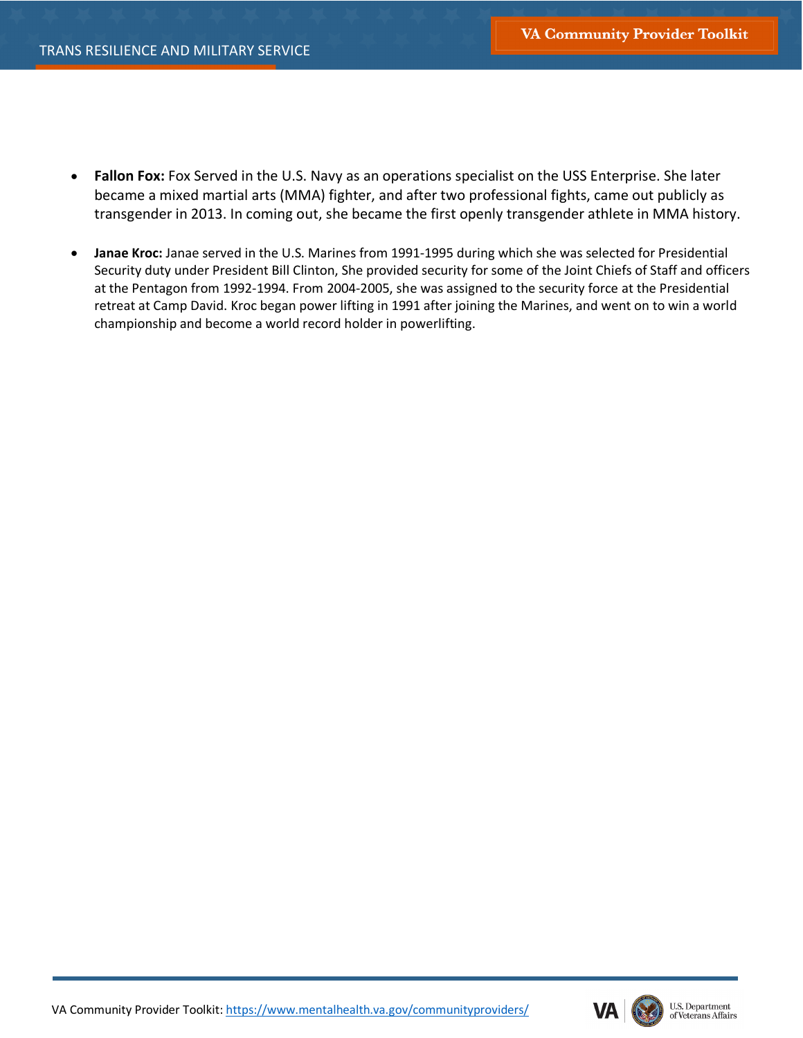- **Fallon Fox:** Fox Served in the U.S. Navy as an operations specialist on the USS Enterprise. She later became a mixed martial arts (MMA) fighter, and after two professional fights, came out publicly as transgender in 2013. In coming out, she became the first openly transgender athlete in MMA history.

- **Janae Kroc:** Janae served in the U.S. Marines from 1991-1995 during which she was selected for Presidential Security duty under President Bill Clinton, She provided security for some of the Joint Chiefs of Staff and officers at the Pentagon from 1992-1994. From 2004-2005, she was assigned to the security force at the Presidential retreat at Camp David. Kroc began power lifting in 1991 after joining the Marines, and went on to win a world championship and become a world record holder in powerlifting.